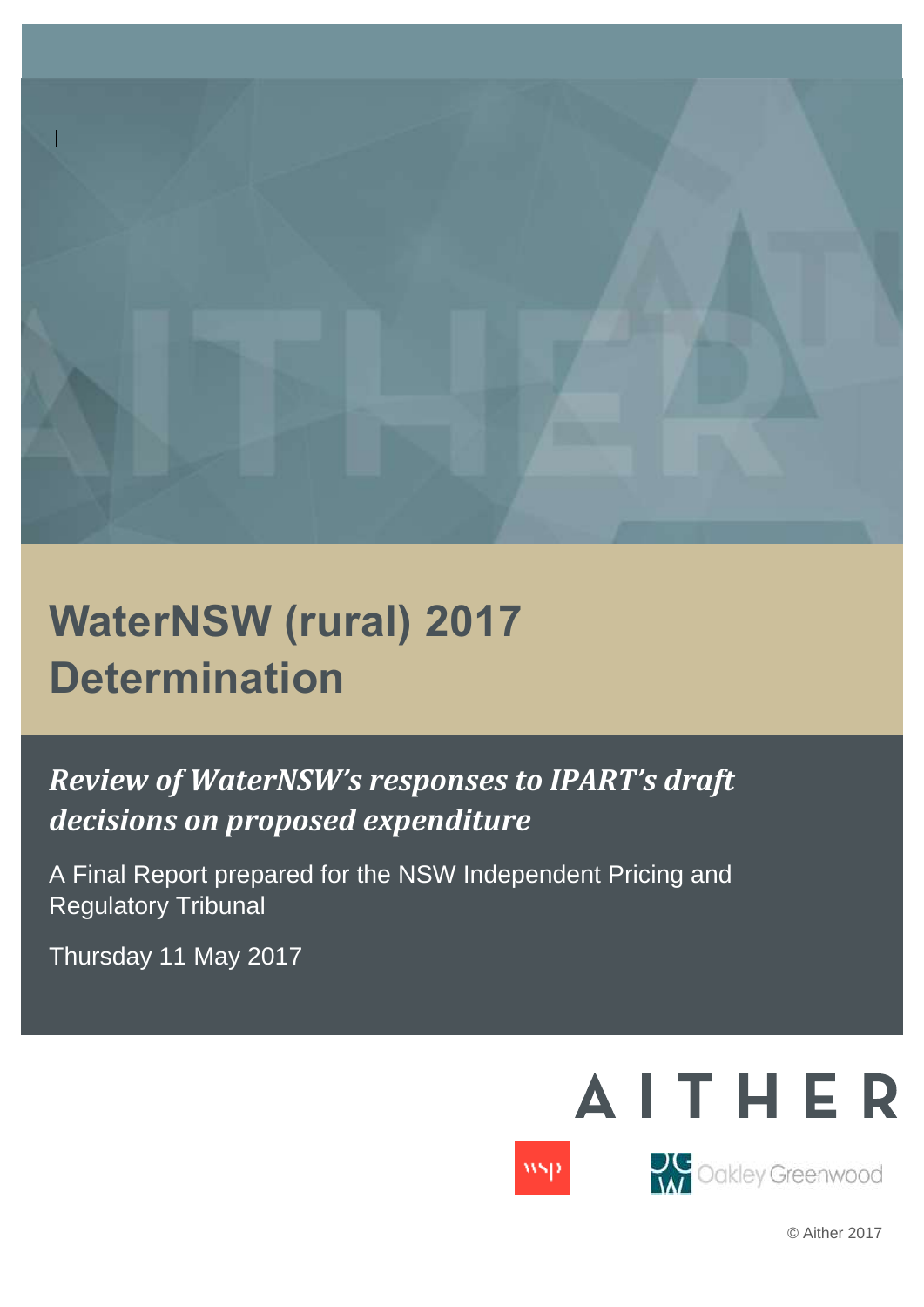# WaterNSW (rural) 2017 Determination

***Review of WaterNSW's responses to IPART's draft decisions on proposed expenditure***

A Final Report prepared for the NSW Independent Pricing and Regulatory Tribunal

Thursday 11 May 2017

AITHER

wsp

Oakley Greenwood

© Aither 2017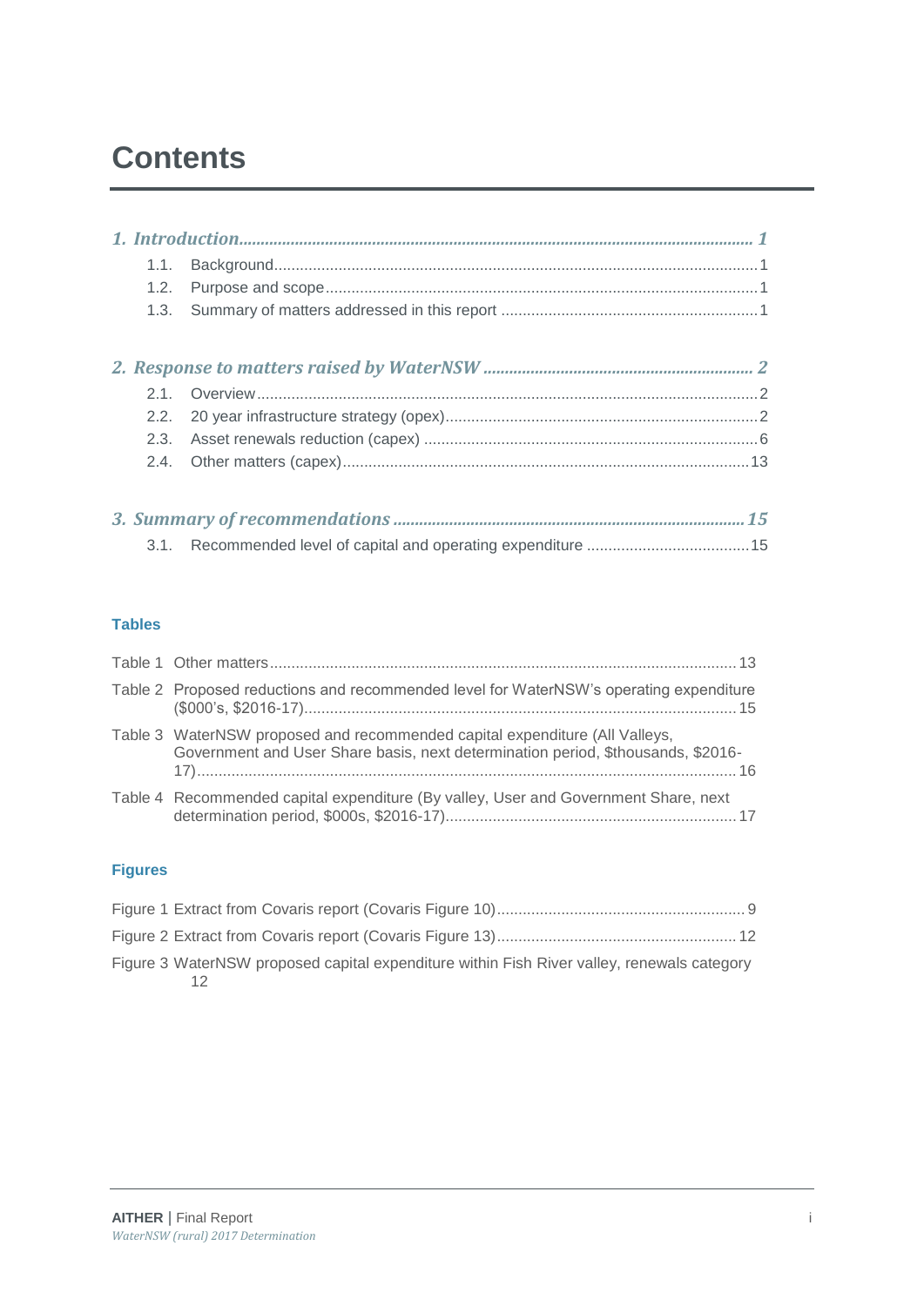# Contents

**1. Introduction ... 1**

- 1.1. Background ... 1
- 1.2. Purpose and scope ... 1
- 1.3. Summary of matters addressed in this report ... 1

**2. Response to matters raised by WaterNSW ... 2**

- 2.1. Overview ... 2
- 2.2. 20 year infrastructure strategy (opex) ... 2
- 2.3. Asset renewals reduction (capex) ... 6
- 2.4. Other matters (capex) ... 13

**3. Summary of recommendations ... 15**

- 3.1. Recommended level of capital and operating expenditure ... 15

### Tables

- Table 1 Other matters ... 13
- Table 2 Proposed reductions and recommended level for WaterNSW's operating expenditure ($000's, $2016-17) ... 15
- Table 3 WaterNSW proposed and recommended capital expenditure (All Valleys, Government and User Share basis, next determination period, $thousands, $2016-17) ... 16
- Table 4 Recommended capital expenditure (By valley, User and Government Share, next determination period, $000s, $2016-17) ... 17

### Figures

- Figure 1 Extract from Covaris report (Covaris Figure 10) ... 9
- Figure 2 Extract from Covaris report (Covaris Figure 13) ... 12
- Figure 3 WaterNSW proposed capital expenditure within Fish River valley, renewals category 12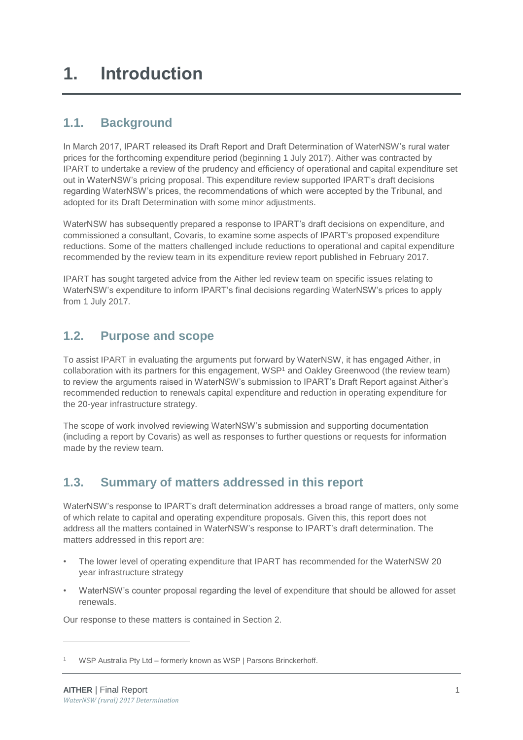# 1. Introduction

## 1.1. Background

In March 2017, IPART released its Draft Report and Draft Determination of WaterNSW's rural water prices for the forthcoming expenditure period (beginning 1 July 2017). Aither was contracted by IPART to undertake a review of the prudency and efficiency of operational and capital expenditure set out in WaterNSW's pricing proposal. This expenditure review supported IPART's draft decisions regarding WaterNSW's prices, the recommendations of which were accepted by the Tribunal, and adopted for its Draft Determination with some minor adjustments.

WaterNSW has subsequently prepared a response to IPART's draft decisions on expenditure, and commissioned a consultant, Covaris, to examine some aspects of IPART's proposed expenditure reductions. Some of the matters challenged include reductions to operational and capital expenditure recommended by the review team in its expenditure review report published in February 2017.

IPART has sought targeted advice from the Aither led review team on specific issues relating to WaterNSW's expenditure to inform IPART's final decisions regarding WaterNSW's prices to apply from 1 July 2017.

## 1.2. Purpose and scope

To assist IPART in evaluating the arguments put forward by WaterNSW, it has engaged Aither, in collaboration with its partners for this engagement, WSP[1] and Oakley Greenwood (the review team) to review the arguments raised in WaterNSW's submission to IPART's Draft Report against Aither's recommended reduction to renewals capital expenditure and reduction in operating expenditure for the 20-year infrastructure strategy.

The scope of work involved reviewing WaterNSW's submission and supporting documentation (including a report by Covaris) as well as responses to further questions or requests for information made by the review team.

## 1.3. Summary of matters addressed in this report

WaterNSW's response to IPART's draft determination addresses a broad range of matters, only some of which relate to capital and operating expenditure proposals. Given this, this report does not address all the matters contained in WaterNSW's response to IPART's draft determination. The matters addressed in this report are:

- The lower level of operating expenditure that IPART has recommended for the WaterNSW 20 year infrastructure strategy
- WaterNSW's counter proposal regarding the level of expenditure that should be allowed for asset renewals.

Our response to these matters is contained in Section 2.

---

[1] WSP Australia Pty Ltd – formerly known as WSP | Parsons Brinckerhoff.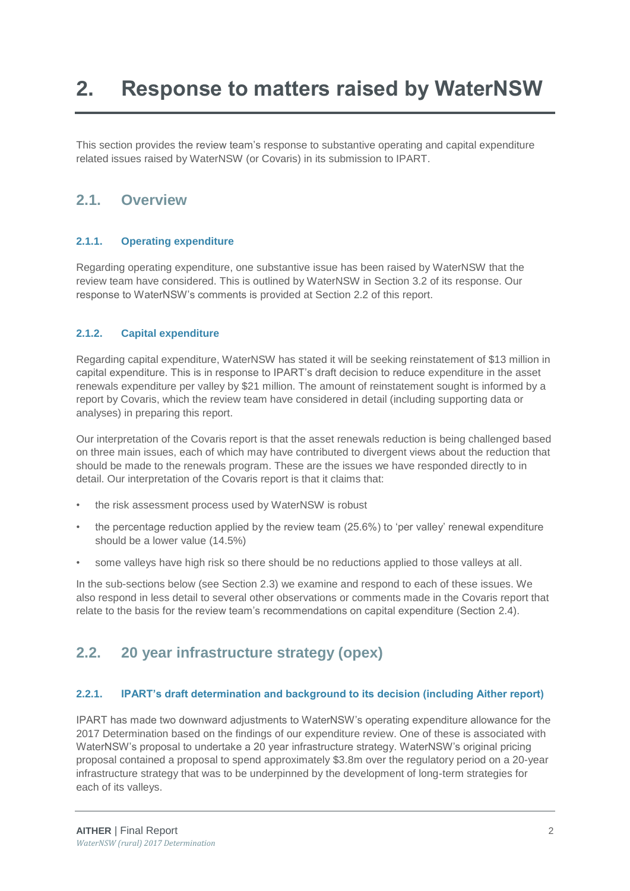# 2. Response to matters raised by WaterNSW

This section provides the review team's response to substantive operating and capital expenditure related issues raised by WaterNSW (or Covaris) in its submission to IPART.

## 2.1. Overview

### 2.1.1. Operating expenditure

Regarding operating expenditure, one substantive issue has been raised by WaterNSW that the review team have considered. This is outlined by WaterNSW in Section 3.2 of its response. Our response to WaterNSW's comments is provided at Section 2.2 of this report.

### 2.1.2. Capital expenditure

Regarding capital expenditure, WaterNSW has stated it will be seeking reinstatement of $13 million in capital expenditure. This is in response to IPART's draft decision to reduce expenditure in the asset renewals expenditure per valley by $21 million. The amount of reinstatement sought is informed by a report by Covaris, which the review team have considered in detail (including supporting data or analyses) in preparing this report.

Our interpretation of the Covaris report is that the asset renewals reduction is being challenged based on three main issues, each of which may have contributed to divergent views about the reduction that should be made to the renewals program. These are the issues we have responded directly to in detail. Our interpretation of the Covaris report is that it claims that:

- the risk assessment process used by WaterNSW is robust
- the percentage reduction applied by the review team (25.6%) to 'per valley' renewal expenditure should be a lower value (14.5%)
- some valleys have high risk so there should be no reductions applied to those valleys at all.

In the sub-sections below (see Section 2.3) we examine and respond to each of these issues. We also respond in less detail to several other observations or comments made in the Covaris report that relate to the basis for the review team's recommendations on capital expenditure (Section 2.4).

## 2.2. 20 year infrastructure strategy (opex)

### 2.2.1. IPART's draft determination and background to its decision (including Aither report)

IPART has made two downward adjustments to WaterNSW's operating expenditure allowance for the 2017 Determination based on the findings of our expenditure review. One of these is associated with WaterNSW's proposal to undertake a 20 year infrastructure strategy. WaterNSW's original pricing proposal contained a proposal to spend approximately $3.8m over the regulatory period on a 20-year infrastructure strategy that was to be underpinned by the development of long-term strategies for each of its valleys.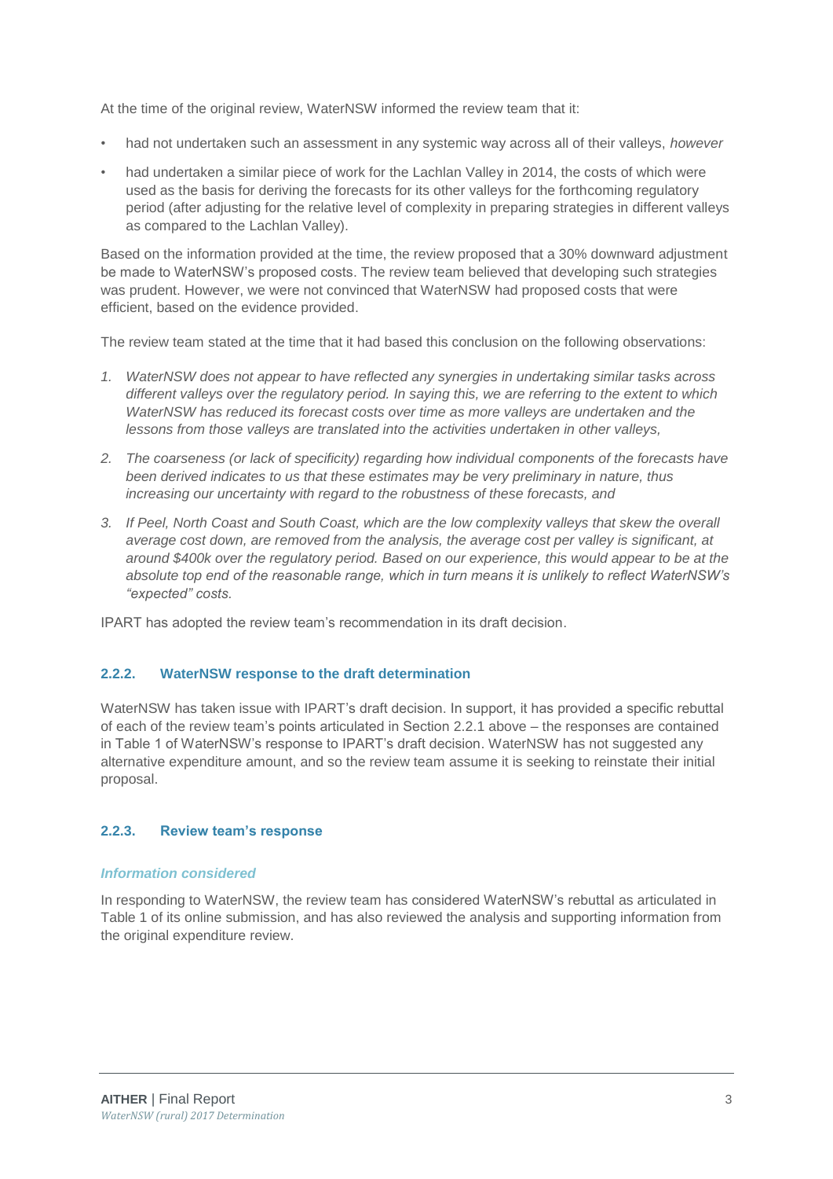At the time of the original review, WaterNSW informed the review team that it:

- had not undertaken such an assessment in any systemic way across all of their valleys, *however*
- had undertaken a similar piece of work for the Lachlan Valley in 2014, the costs of which were used as the basis for deriving the forecasts for its other valleys for the forthcoming regulatory period (after adjusting for the relative level of complexity in preparing strategies in different valleys as compared to the Lachlan Valley).

Based on the information provided at the time, the review proposed that a 30% downward adjustment be made to WaterNSW's proposed costs. The review team believed that developing such strategies was prudent. However, we were not convinced that WaterNSW had proposed costs that were efficient, based on the evidence provided.

The review team stated at the time that it had based this conclusion on the following observations:

1. *WaterNSW does not appear to have reflected any synergies in undertaking similar tasks across different valleys over the regulatory period. In saying this, we are referring to the extent to which WaterNSW has reduced its forecast costs over time as more valleys are undertaken and the lessons from those valleys are translated into the activities undertaken in other valleys,*
2. *The coarseness (or lack of specificity) regarding how individual components of the forecasts have been derived indicates to us that these estimates may be very preliminary in nature, thus increasing our uncertainty with regard to the robustness of these forecasts, and*
3. *If Peel, North Coast and South Coast, which are the low complexity valleys that skew the overall average cost down, are removed from the analysis, the average cost per valley is significant, at around $400k over the regulatory period. Based on our experience, this would appear to be at the absolute top end of the reasonable range, which in turn means it is unlikely to reflect WaterNSW's "expected" costs.*

IPART has adopted the review team's recommendation in its draft decision.

### 2.2.2. WaterNSW response to the draft determination

WaterNSW has taken issue with IPART's draft decision. In support, it has provided a specific rebuttal of each of the review team's points articulated in Section 2.2.1 above – the responses are contained in Table 1 of WaterNSW's response to IPART's draft decision. WaterNSW has not suggested any alternative expenditure amount, and so the review team assume it is seeking to reinstate their initial proposal.

### 2.2.3. Review team's response

#### *Information considered*

In responding to WaterNSW, the review team has considered WaterNSW's rebuttal as articulated in Table 1 of its online submission, and has also reviewed the analysis and supporting information from the original expenditure review.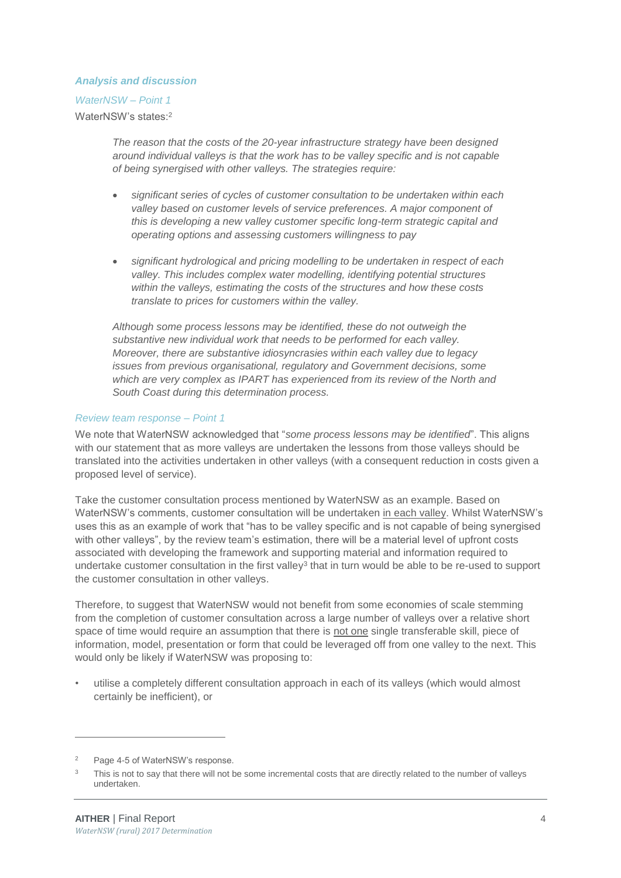### *Analysis and discussion*

*WaterNSW – Point 1*

WaterNSW's states:[2]

> *The reason that the costs of the 20-year infrastructure strategy have been designed around individual valleys is that the work has to be valley specific and is not capable of being synergised with other valleys. The strategies require:*
>
> - *significant series of cycles of customer consultation to be undertaken within each valley based on customer levels of service preferences. A major component of this is developing a new valley customer specific long-term strategic capital and operating options and assessing customers willingness to pay*
> - *significant hydrological and pricing modelling to be undertaken in respect of each valley. This includes complex water modelling, identifying potential structures within the valleys, estimating the costs of the structures and how these costs translate to prices for customers within the valley.*
>
> *Although some process lessons may be identified, these do not outweigh the substantive new individual work that needs to be performed for each valley. Moreover, there are substantive idiosyncrasies within each valley due to legacy issues from previous organisational, regulatory and Government decisions, some which are very complex as IPART has experienced from its review of the North and South Coast during this determination process.*

*Review team response – Point 1*

We note that WaterNSW acknowledged that "*some process lessons may be identified*". This aligns with our statement that as more valleys are undertaken the lessons from those valleys should be translated into the activities undertaken in other valleys (with a consequent reduction in costs given a proposed level of service).

Take the customer consultation process mentioned by WaterNSW as an example. Based on WaterNSW's comments, customer consultation will be undertaken <u>in each valley</u>. Whilst WaterNSW's uses this as an example of work that "has to be valley specific and is not capable of being synergised with other valleys", by the review team's estimation, there will be a material level of upfront costs associated with developing the framework and supporting material and information required to undertake customer consultation in the first valley[3] that in turn would be able to be re-used to support the customer consultation in other valleys.

Therefore, to suggest that WaterNSW would not benefit from some economies of scale stemming from the completion of customer consultation across a large number of valleys over a relative short space of time would require an assumption that there is <u>not one</u> single transferable skill, piece of information, model, presentation or form that could be leveraged off from one valley to the next. This would only be likely if WaterNSW was proposing to:

- utilise a completely different consultation approach in each of its valleys (which would almost certainly be inefficient), or

---

[2] Page 4-5 of WaterNSW's response.

[3] This is not to say that there will not be some incremental costs that are directly related to the number of valleys undertaken.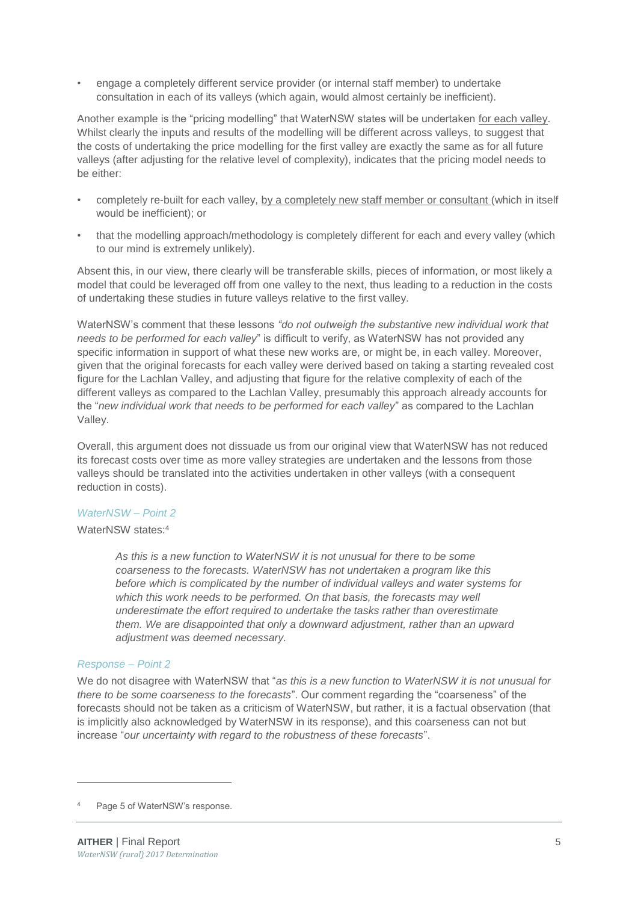- engage a completely different service provider (or internal staff member) to undertake consultation in each of its valleys (which again, would almost certainly be inefficient).

Another example is the "pricing modelling" that WaterNSW states will be undertaken <u>for each valley</u>. Whilst clearly the inputs and results of the modelling will be different across valleys, to suggest that the costs of undertaking the price modelling for the first valley are exactly the same as for all future valleys (after adjusting for the relative level of complexity), indicates that the pricing model needs to be either:

- completely re-built for each valley, <u>by a completely new staff member or consultant</u> (which in itself would be inefficient); or
- that the modelling approach/methodology is completely different for each and every valley (which to our mind is extremely unlikely).

Absent this, in our view, there clearly will be transferable skills, pieces of information, or most likely a model that could be leveraged off from one valley to the next, thus leading to a reduction in the costs of undertaking these studies in future valleys relative to the first valley.

WaterNSW's comment that these lessons *"do not outweigh the substantive new individual work that needs to be performed for each valley*" is difficult to verify, as WaterNSW has not provided any specific information in support of what these new works are, or might be, in each valley. Moreover, given that the original forecasts for each valley were derived based on taking a starting revealed cost figure for the Lachlan Valley, and adjusting that figure for the relative complexity of each of the different valleys as compared to the Lachlan Valley, presumably this approach already accounts for the "*new individual work that needs to be performed for each valley*" as compared to the Lachlan Valley.

Overall, this argument does not dissuade us from our original view that WaterNSW has not reduced its forecast costs over time as more valley strategies are undertaken and the lessons from those valleys should be translated into the activities undertaken in other valleys (with a consequent reduction in costs).

#### *WaterNSW – Point 2*

WaterNSW states:[4]

> *As this is a new function to WaterNSW it is not unusual for there to be some coarseness to the forecasts. WaterNSW has not undertaken a program like this before which is complicated by the number of individual valleys and water systems for which this work needs to be performed. On that basis, the forecasts may well underestimate the effort required to undertake the tasks rather than overestimate them. We are disappointed that only a downward adjustment, rather than an upward adjustment was deemed necessary.*

#### *Response – Point 2*

We do not disagree with WaterNSW that "*as this is a new function to WaterNSW it is not unusual for there to be some coarseness to the forecasts*". Our comment regarding the "coarseness" of the forecasts should not be taken as a criticism of WaterNSW, but rather, it is a factual observation (that is implicitly also acknowledged by WaterNSW in its response), and this coarseness can not but increase "*our uncertainty with regard to the robustness of these forecasts*".

---

[4] Page 5 of WaterNSW's response.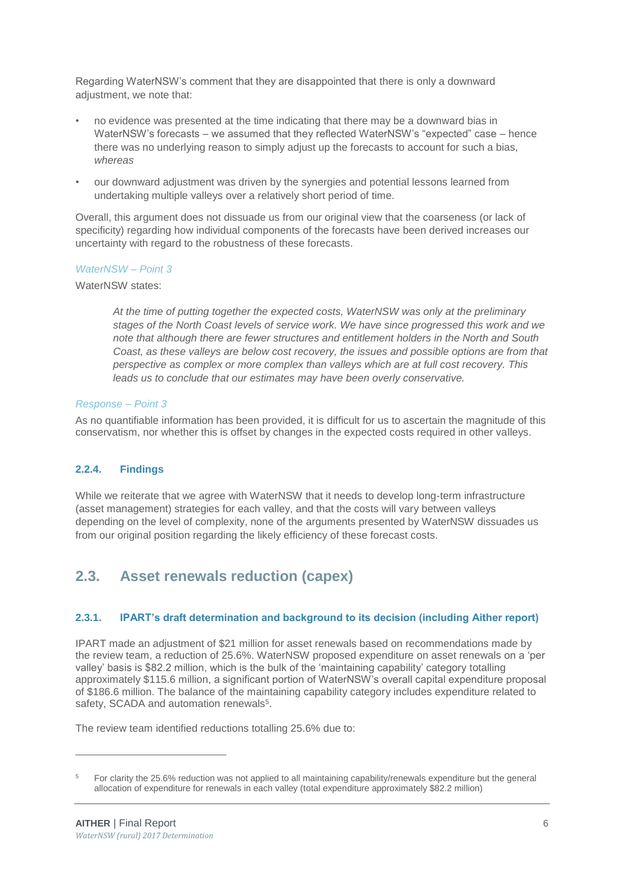Regarding WaterNSW's comment that they are disappointed that there is only a downward adjustment, we note that:

- no evidence was presented at the time indicating that there may be a downward bias in WaterNSW's forecasts – we assumed that they reflected WaterNSW's "expected" case – hence there was no underlying reason to simply adjust up the forecasts to account for such a bias, *whereas*
- our downward adjustment was driven by the synergies and potential lessons learned from undertaking multiple valleys over a relatively short period of time.

Overall, this argument does not dissuade us from our original view that the coarseness (or lack of specificity) regarding how individual components of the forecasts have been derived increases our uncertainty with regard to the robustness of these forecasts.

*WaterNSW – Point 3*

WaterNSW states:

> *At the time of putting together the expected costs, WaterNSW was only at the preliminary stages of the North Coast levels of service work. We have since progressed this work and we note that although there are fewer structures and entitlement holders in the North and South Coast, as these valleys are below cost recovery, the issues and possible options are from that perspective as complex or more complex than valleys which are at full cost recovery. This leads us to conclude that our estimates may have been overly conservative.*

*Response – Point 3*

As no quantifiable information has been provided, it is difficult for us to ascertain the magnitude of this conservatism, nor whether this is offset by changes in the expected costs required in other valleys.

#### 2.2.4. Findings

While we reiterate that we agree with WaterNSW that it needs to develop long-term infrastructure (asset management) strategies for each valley, and that the costs will vary between valleys depending on the level of complexity, none of the arguments presented by WaterNSW dissuades us from our original position regarding the likely efficiency of these forecast costs.

## 2.3. Asset renewals reduction (capex)

#### 2.3.1. IPART's draft determination and background to its decision (including Aither report)

IPART made an adjustment of $21 million for asset renewals based on recommendations made by the review team, a reduction of 25.6%. WaterNSW proposed expenditure on asset renewals on a 'per valley' basis is $82.2 million, which is the bulk of the 'maintaining capability' category totalling approximately $115.6 million, a significant portion of WaterNSW's overall capital expenditure proposal of $186.6 million. The balance of the maintaining capability category includes expenditure related to safety, SCADA and automation renewals[5].

The review team identified reductions totalling 25.6% due to:

---

[5] For clarity the 25.6% reduction was not applied to all maintaining capability/renewals expenditure but the general allocation of expenditure for renewals in each valley (total expenditure approximately $82.2 million)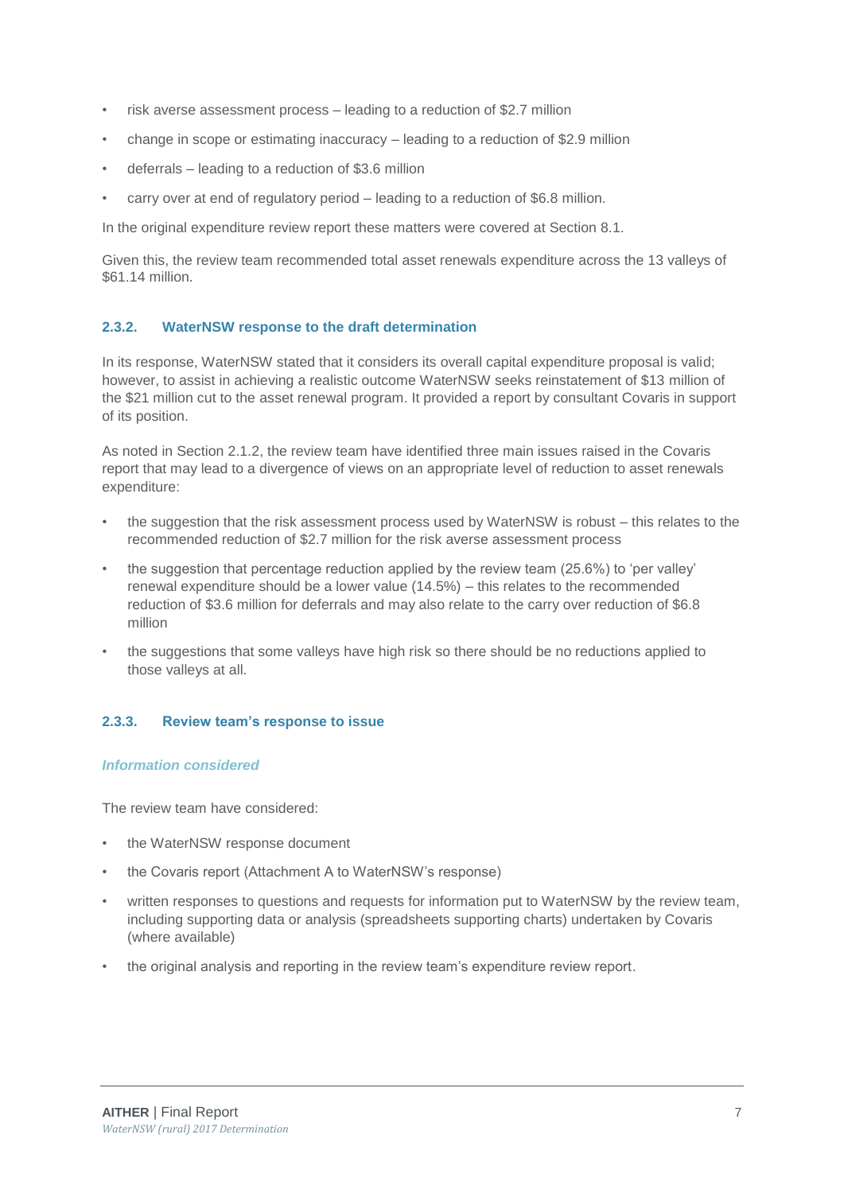- risk averse assessment process – leading to a reduction of $2.7 million
- change in scope or estimating inaccuracy – leading to a reduction of $2.9 million
- deferrals – leading to a reduction of $3.6 million
- carry over at end of regulatory period – leading to a reduction of $6.8 million.

In the original expenditure review report these matters were covered at Section 8.1.

Given this, the review team recommended total asset renewals expenditure across the 13 valleys of $61.14 million.

### 2.3.2. WaterNSW response to the draft determination

In its response, WaterNSW stated that it considers its overall capital expenditure proposal is valid; however, to assist in achieving a realistic outcome WaterNSW seeks reinstatement of $13 million of the $21 million cut to the asset renewal program. It provided a report by consultant Covaris in support of its position.

As noted in Section 2.1.2, the review team have identified three main issues raised in the Covaris report that may lead to a divergence of views on an appropriate level of reduction to asset renewals expenditure:

- the suggestion that the risk assessment process used by WaterNSW is robust – this relates to the recommended reduction of $2.7 million for the risk averse assessment process
- the suggestion that percentage reduction applied by the review team (25.6%) to 'per valley' renewal expenditure should be a lower value (14.5%) – this relates to the recommended reduction of $3.6 million for deferrals and may also relate to the carry over reduction of $6.8 million
- the suggestions that some valleys have high risk so there should be no reductions applied to those valleys at all.

### 2.3.3. Review team's response to issue

#### *Information considered*

The review team have considered:

- the WaterNSW response document
- the Covaris report (Attachment A to WaterNSW's response)
- written responses to questions and requests for information put to WaterNSW by the review team, including supporting data or analysis (spreadsheets supporting charts) undertaken by Covaris (where available)
- the original analysis and reporting in the review team's expenditure review report.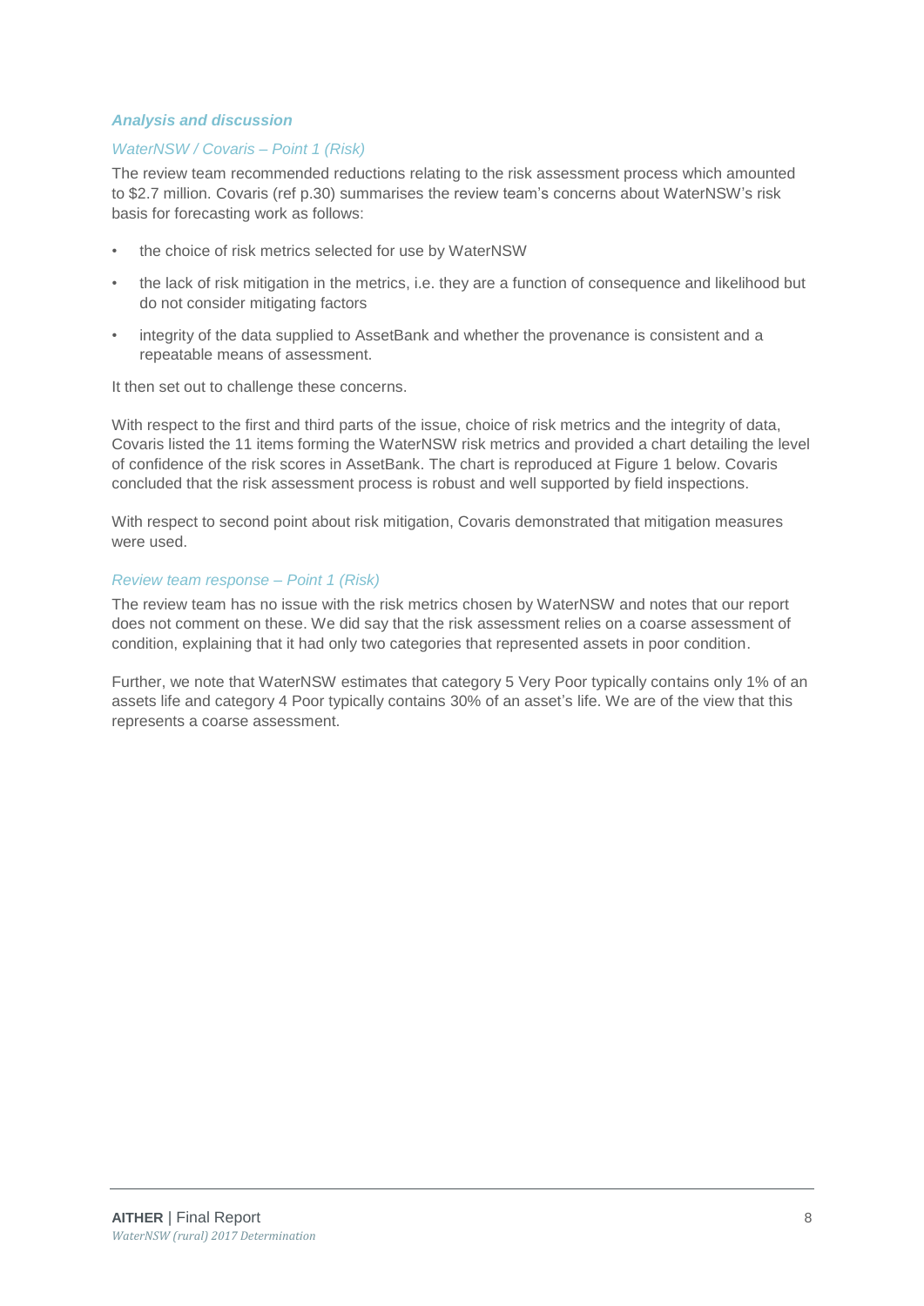### *Analysis and discussion*

#### *WaterNSW / Covaris – Point 1 (Risk)*

The review team recommended reductions relating to the risk assessment process which amounted to $2.7 million. Covaris (ref p.30) summarises the review team's concerns about WaterNSW's risk basis for forecasting work as follows:

- the choice of risk metrics selected for use by WaterNSW
- the lack of risk mitigation in the metrics, i.e. they are a function of consequence and likelihood but do not consider mitigating factors
- integrity of the data supplied to AssetBank and whether the provenance is consistent and a repeatable means of assessment.

It then set out to challenge these concerns.

With respect to the first and third parts of the issue, choice of risk metrics and the integrity of data, Covaris listed the 11 items forming the WaterNSW risk metrics and provided a chart detailing the level of confidence of the risk scores in AssetBank. The chart is reproduced at Figure 1 below. Covaris concluded that the risk assessment process is robust and well supported by field inspections.

With respect to second point about risk mitigation, Covaris demonstrated that mitigation measures were used.

#### *Review team response – Point 1 (Risk)*

The review team has no issue with the risk metrics chosen by WaterNSW and notes that our report does not comment on these. We did say that the risk assessment relies on a coarse assessment of condition, explaining that it had only two categories that represented assets in poor condition.

Further, we note that WaterNSW estimates that category 5 Very Poor typically contains only 1% of an assets life and category 4 Poor typically contains 30% of an asset's life. We are of the view that this represents a coarse assessment.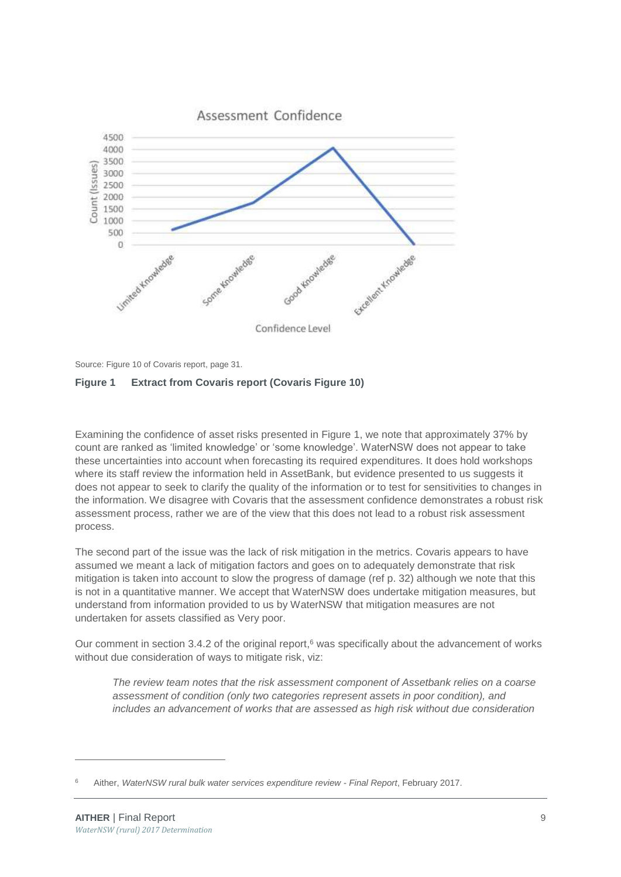Source: Figure 10 of Covaris report, page 31.

**Figure 1 Extract from Covaris report (Covaris Figure 10)**

Examining the confidence of asset risks presented in Figure 1, we note that approximately 37% by count are ranked as 'limited knowledge' or 'some knowledge'. WaterNSW does not appear to take these uncertainties into account when forecasting its required expenditures. It does hold workshops where its staff review the information held in AssetBank, but evidence presented to us suggests it does not appear to seek to clarify the quality of the information or to test for sensitivities to changes in the information. We disagree with Covaris that the assessment confidence demonstrates a robust risk assessment process, rather we are of the view that this does not lead to a robust risk assessment process.

The second part of the issue was the lack of risk mitigation in the metrics. Covaris appears to have assumed we meant a lack of mitigation factors and goes on to adequately demonstrate that risk mitigation is taken into account to slow the progress of damage (ref p. 32) although we note that this is not in a quantitative manner. We accept that WaterNSW does undertake mitigation measures, but understand from information provided to us by WaterNSW that mitigation measures are not undertaken for assets classified as Very poor.

Our comment in section 3.4.2 of the original report,[6] was specifically about the advancement of works without due consideration of ways to mitigate risk, viz:

> *The review team notes that the risk assessment component of Assetbank relies on a coarse assessment of condition (only two categories represent assets in poor condition), and includes an advancement of works that are assessed as high risk without due consideration*

[6] Aither, *WaterNSW rural bulk water services expenditure review - Final Report*, February 2017.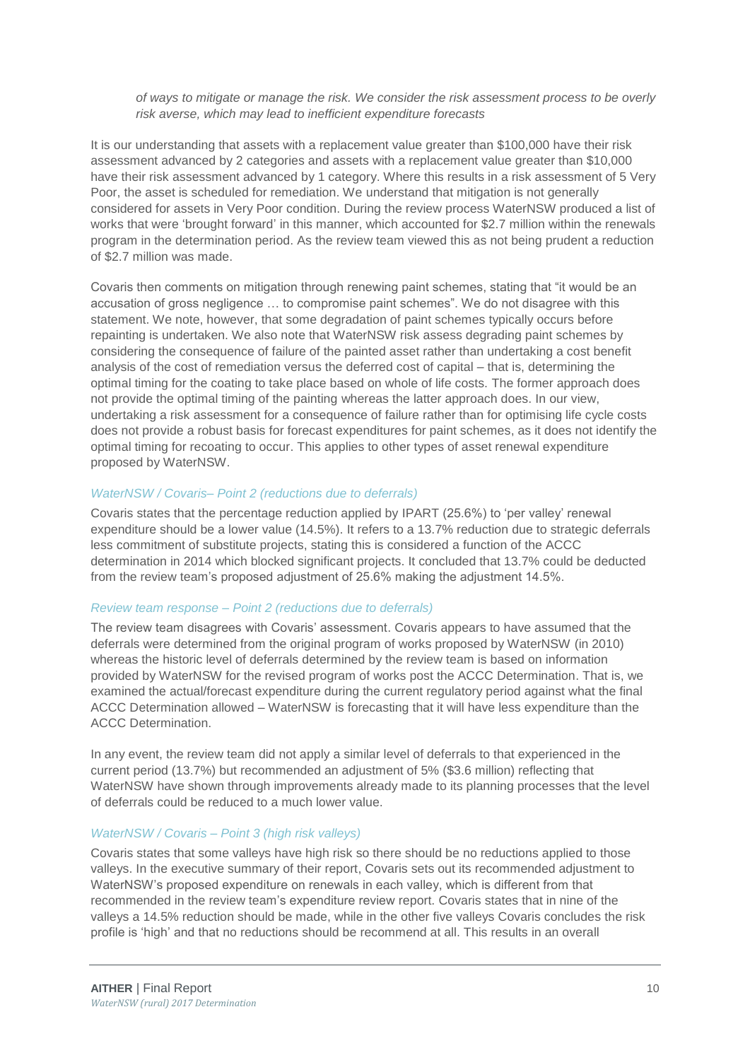*of ways to mitigate or manage the risk. We consider the risk assessment process to be overly risk averse, which may lead to inefficient expenditure forecasts*

It is our understanding that assets with a replacement value greater than $100,000 have their risk assessment advanced by 2 categories and assets with a replacement value greater than $10,000 have their risk assessment advanced by 1 category. Where this results in a risk assessment of 5 Very Poor, the asset is scheduled for remediation. We understand that mitigation is not generally considered for assets in Very Poor condition. During the review process WaterNSW produced a list of works that were 'brought forward' in this manner, which accounted for $2.7 million within the renewals program in the determination period. As the review team viewed this as not being prudent a reduction of $2.7 million was made.

Covaris then comments on mitigation through renewing paint schemes, stating that "it would be an accusation of gross negligence … to compromise paint schemes". We do not disagree with this statement. We note, however, that some degradation of paint schemes typically occurs before repainting is undertaken. We also note that WaterNSW risk assess degrading paint schemes by considering the consequence of failure of the painted asset rather than undertaking a cost benefit analysis of the cost of remediation versus the deferred cost of capital – that is, determining the optimal timing for the coating to take place based on whole of life costs. The former approach does not provide the optimal timing of the painting whereas the latter approach does. In our view, undertaking a risk assessment for a consequence of failure rather than for optimising life cycle costs does not provide a robust basis for forecast expenditures for paint schemes, as it does not identify the optimal timing for recoating to occur. This applies to other types of asset renewal expenditure proposed by WaterNSW.

#### *WaterNSW / Covaris– Point 2 (reductions due to deferrals)*

Covaris states that the percentage reduction applied by IPART (25.6%) to 'per valley' renewal expenditure should be a lower value (14.5%). It refers to a 13.7% reduction due to strategic deferrals less commitment of substitute projects, stating this is considered a function of the ACCC determination in 2014 which blocked significant projects. It concluded that 13.7% could be deducted from the review team's proposed adjustment of 25.6% making the adjustment 14.5%.

#### *Review team response – Point 2 (reductions due to deferrals)*

The review team disagrees with Covaris' assessment. Covaris appears to have assumed that the deferrals were determined from the original program of works proposed by WaterNSW (in 2010) whereas the historic level of deferrals determined by the review team is based on information provided by WaterNSW for the revised program of works post the ACCC Determination. That is, we examined the actual/forecast expenditure during the current regulatory period against what the final ACCC Determination allowed – WaterNSW is forecasting that it will have less expenditure than the ACCC Determination.

In any event, the review team did not apply a similar level of deferrals to that experienced in the current period (13.7%) but recommended an adjustment of 5% ($3.6 million) reflecting that WaterNSW have shown through improvements already made to its planning processes that the level of deferrals could be reduced to a much lower value.

#### *WaterNSW / Covaris – Point 3 (high risk valleys)*

Covaris states that some valleys have high risk so there should be no reductions applied to those valleys. In the executive summary of their report, Covaris sets out its recommended adjustment to WaterNSW's proposed expenditure on renewals in each valley, which is different from that recommended in the review team's expenditure review report. Covaris states that in nine of the valleys a 14.5% reduction should be made, while in the other five valleys Covaris concludes the risk profile is 'high' and that no reductions should be recommend at all. This results in an overall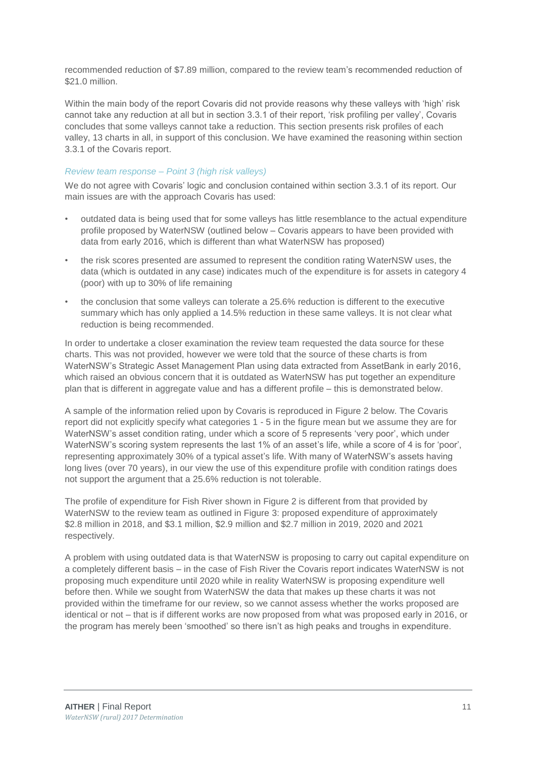recommended reduction of $7.89 million, compared to the review team's recommended reduction of $21.0 million.

Within the main body of the report Covaris did not provide reasons why these valleys with 'high' risk cannot take any reduction at all but in section 3.3.1 of their report, 'risk profiling per valley', Covaris concludes that some valleys cannot take a reduction. This section presents risk profiles of each valley, 13 charts in all, in support of this conclusion. We have examined the reasoning within section 3.3.1 of the Covaris report.

#### *Review team response – Point 3 (high risk valleys)*

We do not agree with Covaris' logic and conclusion contained within section 3.3.1 of its report. Our main issues are with the approach Covaris has used:

- outdated data is being used that for some valleys has little resemblance to the actual expenditure profile proposed by WaterNSW (outlined below – Covaris appears to have been provided with data from early 2016, which is different than what WaterNSW has proposed)
- the risk scores presented are assumed to represent the condition rating WaterNSW uses, the data (which is outdated in any case) indicates much of the expenditure is for assets in category 4 (poor) with up to 30% of life remaining
- the conclusion that some valleys can tolerate a 25.6% reduction is different to the executive summary which has only applied a 14.5% reduction in these same valleys. It is not clear what reduction is being recommended.

In order to undertake a closer examination the review team requested the data source for these charts. This was not provided, however we were told that the source of these charts is from WaterNSW's Strategic Asset Management Plan using data extracted from AssetBank in early 2016, which raised an obvious concern that it is outdated as WaterNSW has put together an expenditure plan that is different in aggregate value and has a different profile – this is demonstrated below.

A sample of the information relied upon by Covaris is reproduced in Figure 2 below. The Covaris report did not explicitly specify what categories 1 - 5 in the figure mean but we assume they are for WaterNSW's asset condition rating, under which a score of 5 represents 'very poor', which under WaterNSW's scoring system represents the last 1% of an asset's life, while a score of 4 is for 'poor', representing approximately 30% of a typical asset's life. With many of WaterNSW's assets having long lives (over 70 years), in our view the use of this expenditure profile with condition ratings does not support the argument that a 25.6% reduction is not tolerable.

The profile of expenditure for Fish River shown in Figure 2 is different from that provided by WaterNSW to the review team as outlined in Figure 3: proposed expenditure of approximately $2.8 million in 2018, and $3.1 million, $2.9 million and $2.7 million in 2019, 2020 and 2021 respectively.

A problem with using outdated data is that WaterNSW is proposing to carry out capital expenditure on a completely different basis – in the case of Fish River the Covaris report indicates WaterNSW is not proposing much expenditure until 2020 while in reality WaterNSW is proposing expenditure well before then. While we sought from WaterNSW the data that makes up these charts it was not provided within the timeframe for our review, so we cannot assess whether the works proposed are identical or not – that is if different works are now proposed from what was proposed early in 2016, or the program has merely been 'smoothed' so there isn't as high peaks and troughs in expenditure.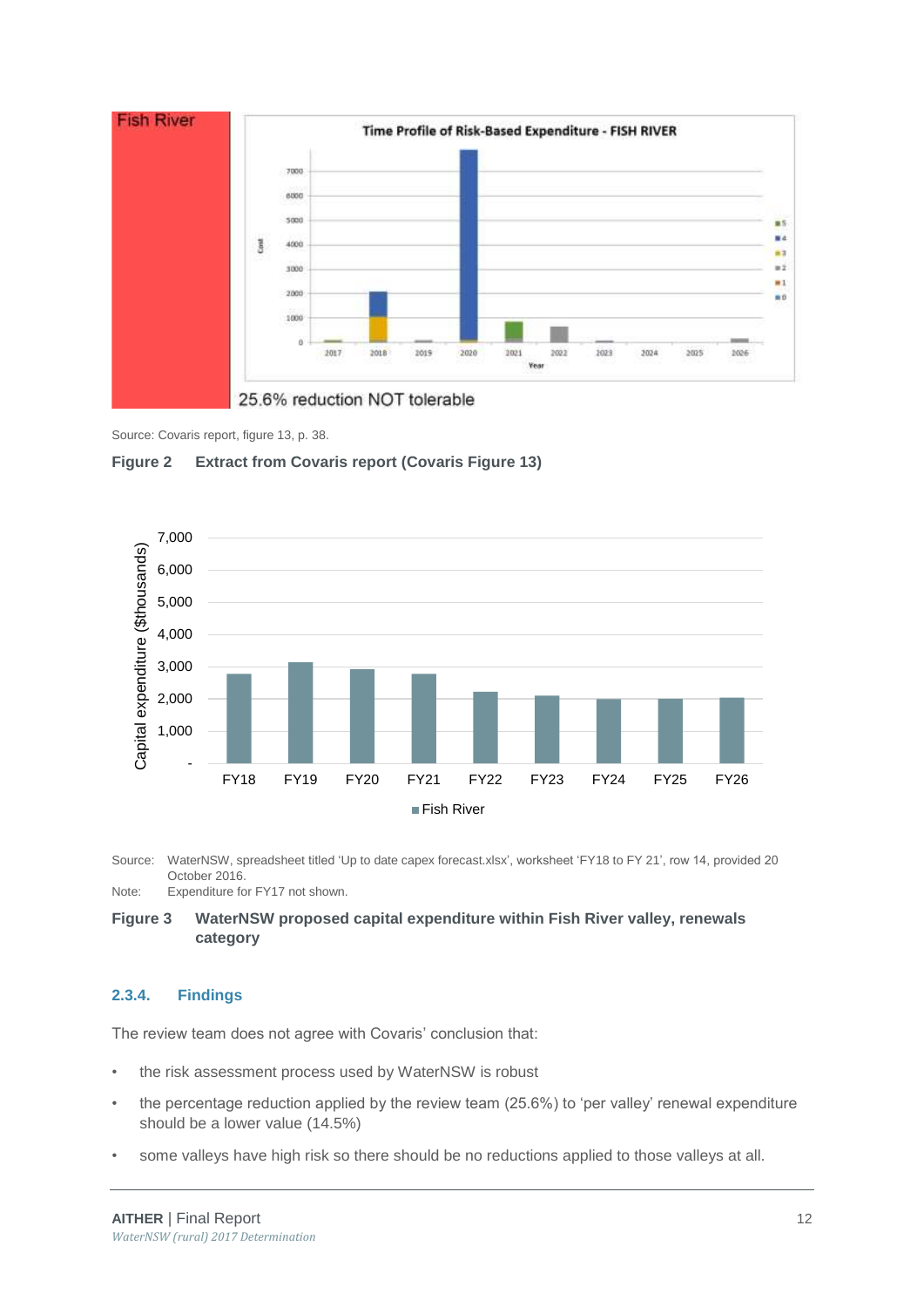Source: Covaris report, figure 13, p. 38.

**Figure 2 Extract from Covaris report (Covaris Figure 13)**

Source: WaterNSW, spreadsheet titled 'Up to date capex forecast.xlsx', worksheet 'FY18 to FY 21', row 14, provided 20 October 2016.

Note: Expenditure for FY17 not shown.

**Figure 3 WaterNSW proposed capital expenditure within Fish River valley, renewals category**

### 2.3.4. Findings

The review team does not agree with Covaris' conclusion that:

- the risk assessment process used by WaterNSW is robust
- the percentage reduction applied by the review team (25.6%) to 'per valley' renewal expenditure should be a lower value (14.5%)
- some valleys have high risk so there should be no reductions applied to those valleys at all.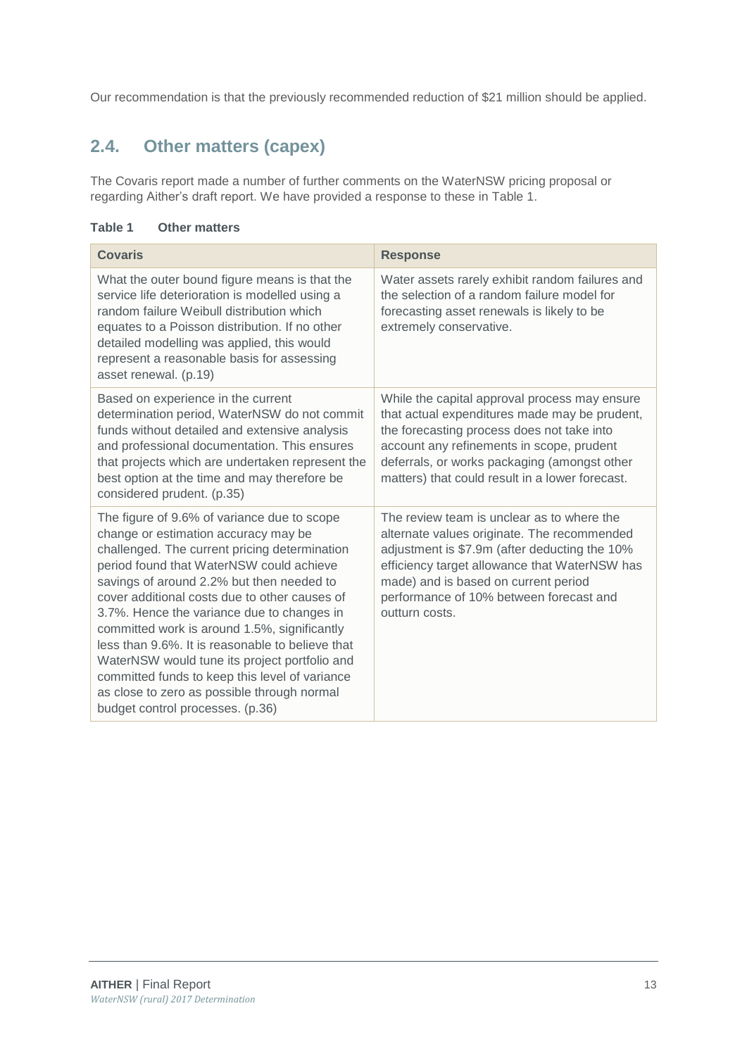Our recommendation is that the previously recommended reduction of $21 million should be applied.

## 2.4. Other matters (capex)

The Covaris report made a number of further comments on the WaterNSW pricing proposal or regarding Aither's draft report. We have provided a response to these in Table 1.

**Table 1 Other matters**

| Covaris | Response |
|---|---|
| What the outer bound figure means is that the service life deterioration is modelled using a random failure Weibull distribution which equates to a Poisson distribution. If no other detailed modelling was applied, this would represent a reasonable basis for assessing asset renewal. (p.19) | Water assets rarely exhibit random failures and the selection of a random failure model for forecasting asset renewals is likely to be extremely conservative. |
| Based on experience in the current determination period, WaterNSW do not commit funds without detailed and extensive analysis and professional documentation. This ensures that projects which are undertaken represent the best option at the time and may therefore be considered prudent. (p.35) | While the capital approval process may ensure that actual expenditures made may be prudent, the forecasting process does not take into account any refinements in scope, prudent deferrals, or works packaging (amongst other matters) that could result in a lower forecast. |
| The figure of 9.6% of variance due to scope change or estimation accuracy may be challenged. The current pricing determination period found that WaterNSW could achieve savings of around 2.2% but then needed to cover additional costs due to other causes of 3.7%. Hence the variance due to changes in committed work is around 1.5%, significantly less than 9.6%. It is reasonable to believe that WaterNSW would tune its project portfolio and committed funds to keep this level of variance as close to zero as possible through normal budget control processes. (p.36) | The review team is unclear as to where the alternate values originate. The recommended adjustment is $7.9m (after deducting the 10% efficiency target allowance that WaterNSW has made) and is based on current period performance of 10% between forecast and outturn costs. |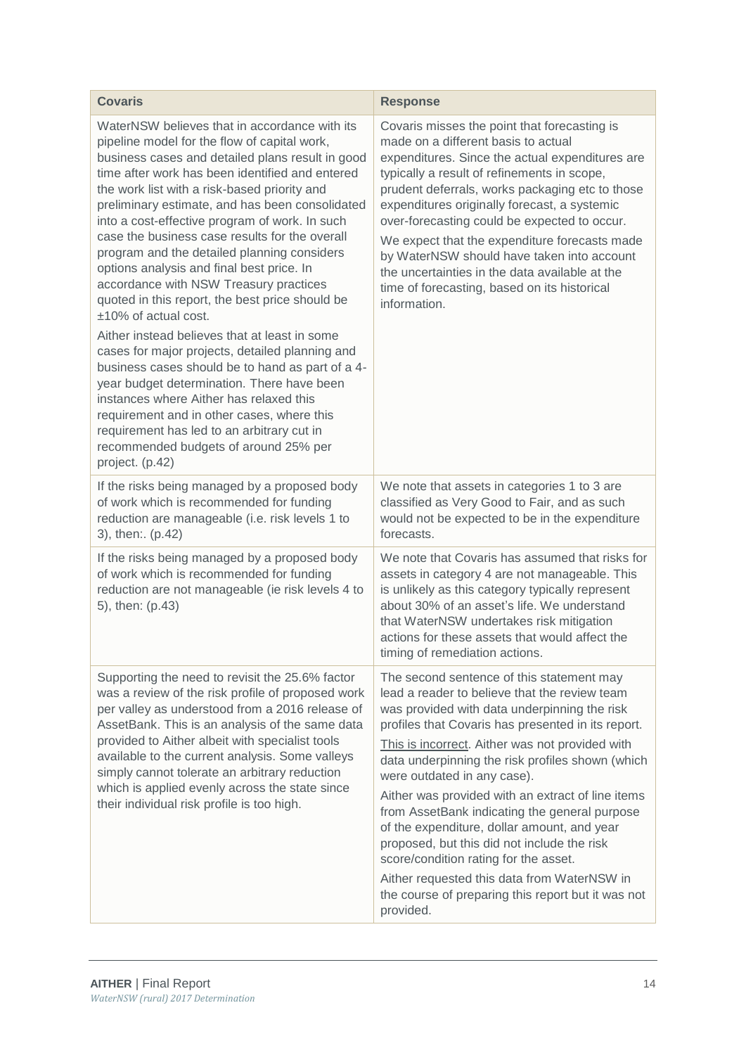| Covaris | Response |
| --- | --- |
| WaterNSW believes that in accordance with its pipeline model for the flow of capital work, business cases and detailed plans result in good time after work has been identified and entered the work list with a risk-based priority and preliminary estimate, and has been consolidated into a cost-effective program of work. In such case the business case results for the overall program and the detailed planning considers options analysis and final best price. In accordance with NSW Treasury practices quoted in this report, the best price should be ±10% of actual cost.<br><br>Aither instead believes that at least in some cases for major projects, detailed planning and business cases should be to hand as part of a 4-year budget determination. There have been instances where Aither has relaxed this requirement and in other cases, where this requirement has led to an arbitrary cut in recommended budgets of around 25% per project. (p.42) | Covaris misses the point that forecasting is made on a different basis to actual expenditures. Since the actual expenditures are typically a result of refinements in scope, prudent deferrals, works packaging etc to those expenditures originally forecast, a systemic over-forecasting could be expected to occur.<br><br>We expect that the expenditure forecasts made by WaterNSW should have taken into account the uncertainties in the data available at the time of forecasting, based on its historical information. |
| If the risks being managed by a proposed body of work which is recommended for funding reduction are manageable (i.e. risk levels 1 to 3), then:. (p.42) | We note that assets in categories 1 to 3 are classified as Very Good to Fair, and as such would not be expected to be in the expenditure forecasts. |
| If the risks being managed by a proposed body of work which is recommended for funding reduction are not manageable (ie risk levels 4 to 5), then: (p.43) | We note that Covaris has assumed that risks for assets in category 4 are not manageable. This is unlikely as this category typically represent about 30% of an asset's life. We understand that WaterNSW undertakes risk mitigation actions for these assets that would affect the timing of remediation actions. |
| Supporting the need to revisit the 25.6% factor was a review of the risk profile of proposed work per valley as understood from a 2016 release of AssetBank. This is an analysis of the same data provided to Aither albeit with specialist tools available to the current analysis. Some valleys simply cannot tolerate an arbitrary reduction which is applied evenly across the state since their individual risk profile is too high. | The second sentence of this statement may lead a reader to believe that the review team was provided with data underpinning the risk profiles that Covaris has presented in its report.<br><br>This is incorrect. Aither was not provided with data underpinning the risk profiles shown (which were outdated in any case).<br><br>Aither was provided with an extract of line items from AssetBank indicating the general purpose of the expenditure, dollar amount, and year proposed, but this did not include the risk score/condition rating for the asset.<br><br>Aither requested this data from WaterNSW in the course of preparing this report but it was not provided. |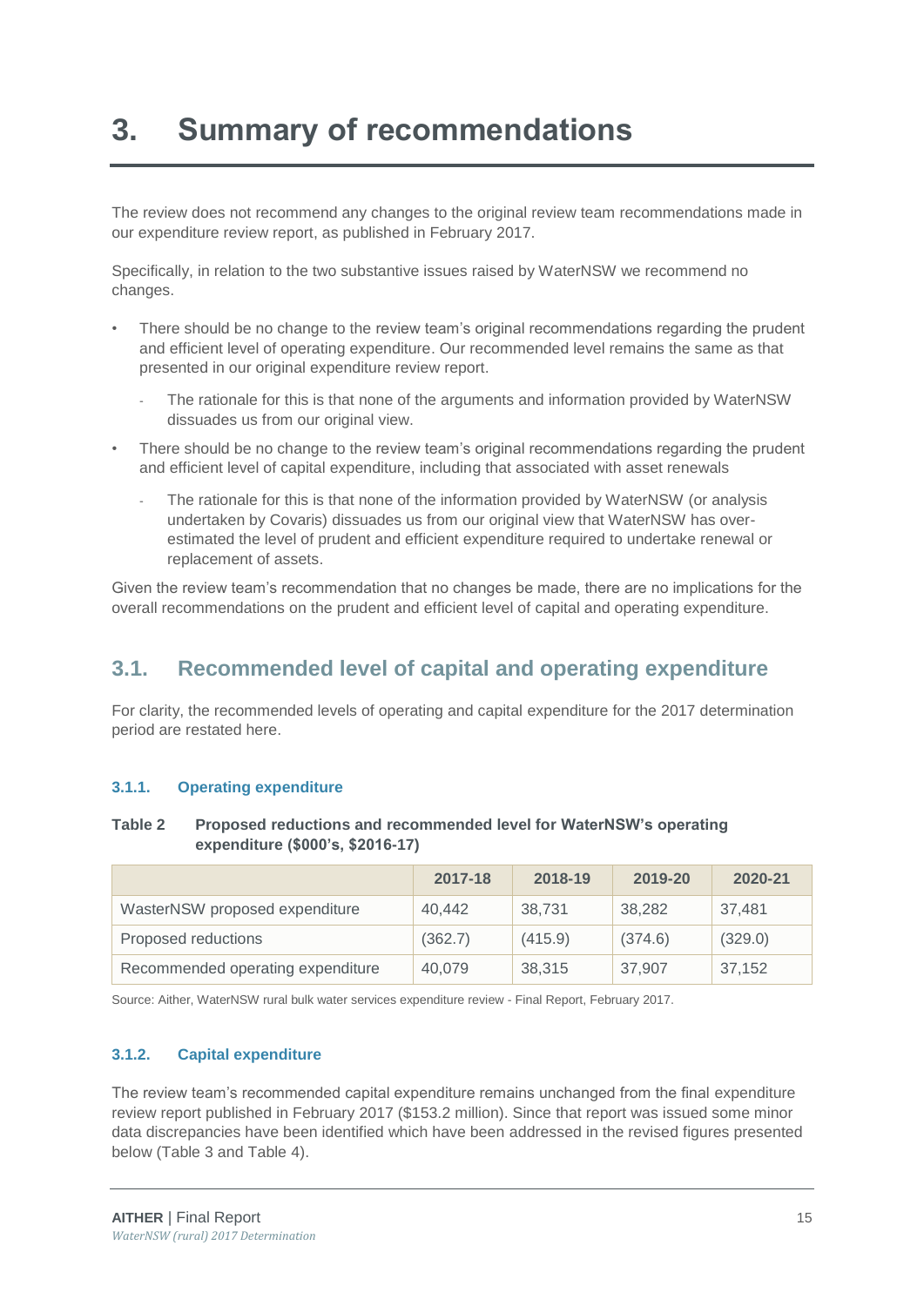# 3. Summary of recommendations

The review does not recommend any changes to the original review team recommendations made in our expenditure review report, as published in February 2017.

Specifically, in relation to the two substantive issues raised by WaterNSW we recommend no changes.

- There should be no change to the review team's original recommendations regarding the prudent and efficient level of operating expenditure. Our recommended level remains the same as that presented in our original expenditure review report.
  - The rationale for this is that none of the arguments and information provided by WaterNSW dissuades us from our original view.
- There should be no change to the review team's original recommendations regarding the prudent and efficient level of capital expenditure, including that associated with asset renewals
  - The rationale for this is that none of the information provided by WaterNSW (or analysis undertaken by Covaris) dissuades us from our original view that WaterNSW has over-estimated the level of prudent and efficient expenditure required to undertake renewal or replacement of assets.

Given the review team's recommendation that no changes be made, there are no implications for the overall recommendations on the prudent and efficient level of capital and operating expenditure.

## 3.1. Recommended level of capital and operating expenditure

For clarity, the recommended levels of operating and capital expenditure for the 2017 determination period are restated here.

### 3.1.1. Operating expenditure

**Table 2 Proposed reductions and recommended level for WaterNSW's operating expenditure ($000's, $2016-17)**

| | 2017-18 | 2018-19 | 2019-20 | 2020-21 |
|---|---|---|---|---|
| WasterNSW proposed expenditure | 40,442 | 38,731 | 38,282 | 37,481 |
| Proposed reductions | (362.7) | (415.9) | (374.6) | (329.0) |
| Recommended operating expenditure | 40,079 | 38,315 | 37,907 | 37,152 |

Source: Aither, WaterNSW rural bulk water services expenditure review - Final Report, February 2017.

### 3.1.2. Capital expenditure

The review team's recommended capital expenditure remains unchanged from the final expenditure review report published in February 2017 ($153.2 million). Since that report was issued some minor data discrepancies have been identified which have been addressed in the revised figures presented below (Table 3 and Table 4).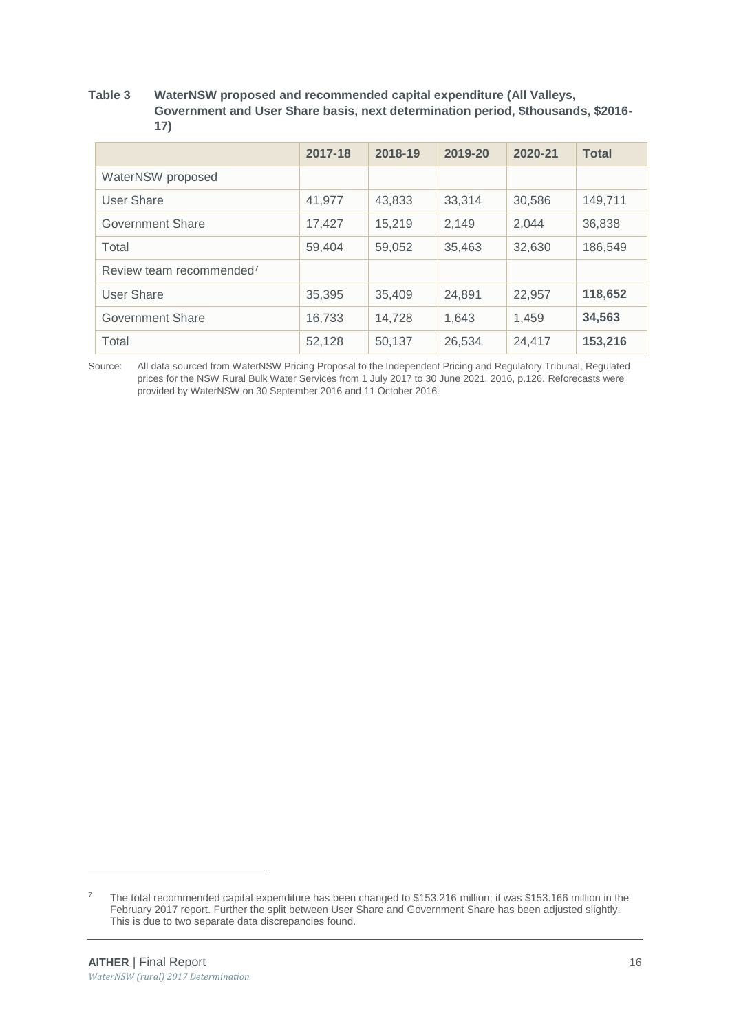**Table 3 WaterNSW proposed and recommended capital expenditure (All Valleys, Government and User Share basis, next determination period, $thousands, $2016-17)**

| | 2017-18 | 2018-19 | 2019-20 | 2020-21 | Total |
|---|---|---|---|---|---|
| WaterNSW proposed | | | | | |
| User Share | 41,977 | 43,833 | 33,314 | 30,586 | 149,711 |
| Government Share | 17,427 | 15,219 | 2,149 | 2,044 | 36,838 |
| Total | 59,404 | 59,052 | 35,463 | 32,630 | 186,549 |
| Review team recommended[7] | | | | | |
| User Share | 35,395 | 35,409 | 24,891 | 22,957 | **118,652** |
| Government Share | 16,733 | 14,728 | 1,643 | 1,459 | **34,563** |
| Total | 52,128 | 50,137 | 26,534 | 24,417 | **153,216** |

Source: All data sourced from WaterNSW Pricing Proposal to the Independent Pricing and Regulatory Tribunal, Regulated prices for the NSW Rural Bulk Water Services from 1 July 2017 to 30 June 2021, 2016, p.126. Reforecasts were provided by WaterNSW on 30 September 2016 and 11 October 2016.

[7] The total recommended capital expenditure has been changed to $153.216 million; it was $153.166 million in the February 2017 report. Further the split between User Share and Government Share has been adjusted slightly. This is due to two separate data discrepancies found.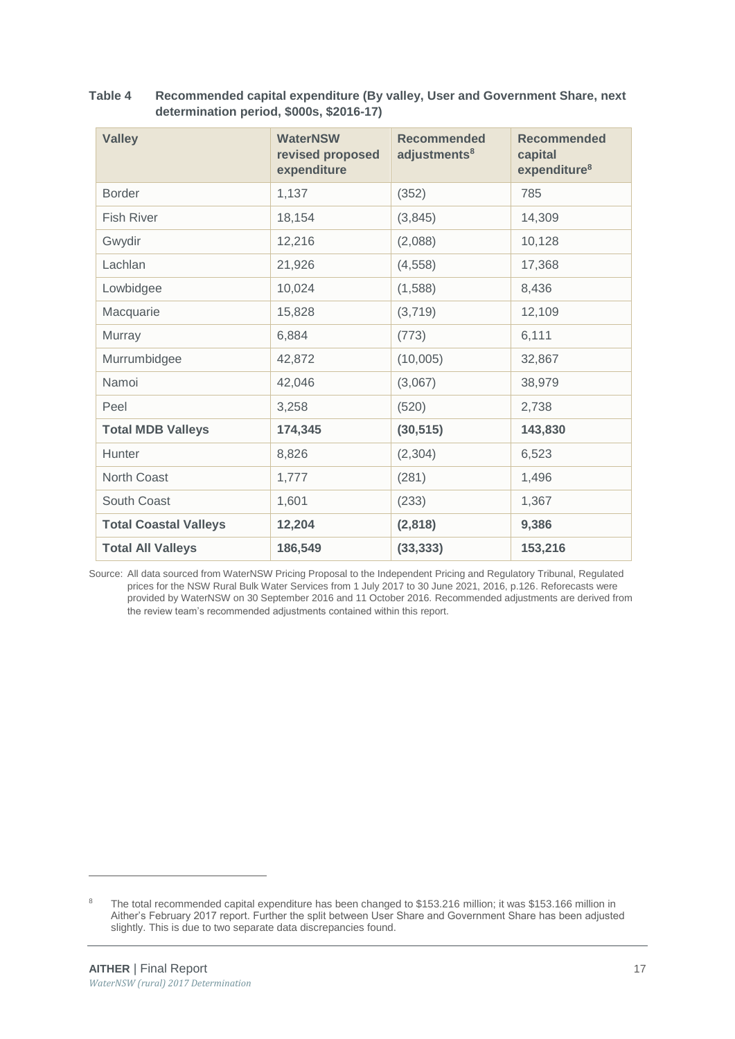**Table 4 Recommended capital expenditure (By valley, User and Government Share, next determination period, $000s, $2016-17)**

| Valley | WaterNSW revised proposed expenditure | Recommended adjustments[8] | Recommended capital expenditure[8] |
|---|---|---|---|
| Border | 1,137 | (352) | 785 |
| Fish River | 18,154 | (3,845) | 14,309 |
| Gwydir | 12,216 | (2,088) | 10,128 |
| Lachlan | 21,926 | (4,558) | 17,368 |
| Lowbidgee | 10,024 | (1,588) | 8,436 |
| Macquarie | 15,828 | (3,719) | 12,109 |
| Murray | 6,884 | (773) | 6,111 |
| Murrumbidgee | 42,872 | (10,005) | 32,867 |
| Namoi | 42,046 | (3,067) | 38,979 |
| Peel | 3,258 | (520) | 2,738 |
| **Total MDB Valleys** | **174,345** | **(30,515)** | **143,830** |
| Hunter | 8,826 | (2,304) | 6,523 |
| North Coast | 1,777 | (281) | 1,496 |
| South Coast | 1,601 | (233) | 1,367 |
| **Total Coastal Valleys** | **12,204** | **(2,818)** | **9,386** |
| **Total All Valleys** | **186,549** | **(33,333)** | **153,216** |

Source: All data sourced from WaterNSW Pricing Proposal to the Independent Pricing and Regulatory Tribunal, Regulated prices for the NSW Rural Bulk Water Services from 1 July 2017 to 30 June 2021, 2016, p.126. Reforecasts were provided by WaterNSW on 30 September 2016 and 11 October 2016. Recommended adjustments are derived from the review team's recommended adjustments contained within this report.

[8] The total recommended capital expenditure has been changed to $153.216 million; it was $153.166 million in Aither's February 2017 report. Further the split between User Share and Government Share has been adjusted slightly. This is due to two separate data discrepancies found.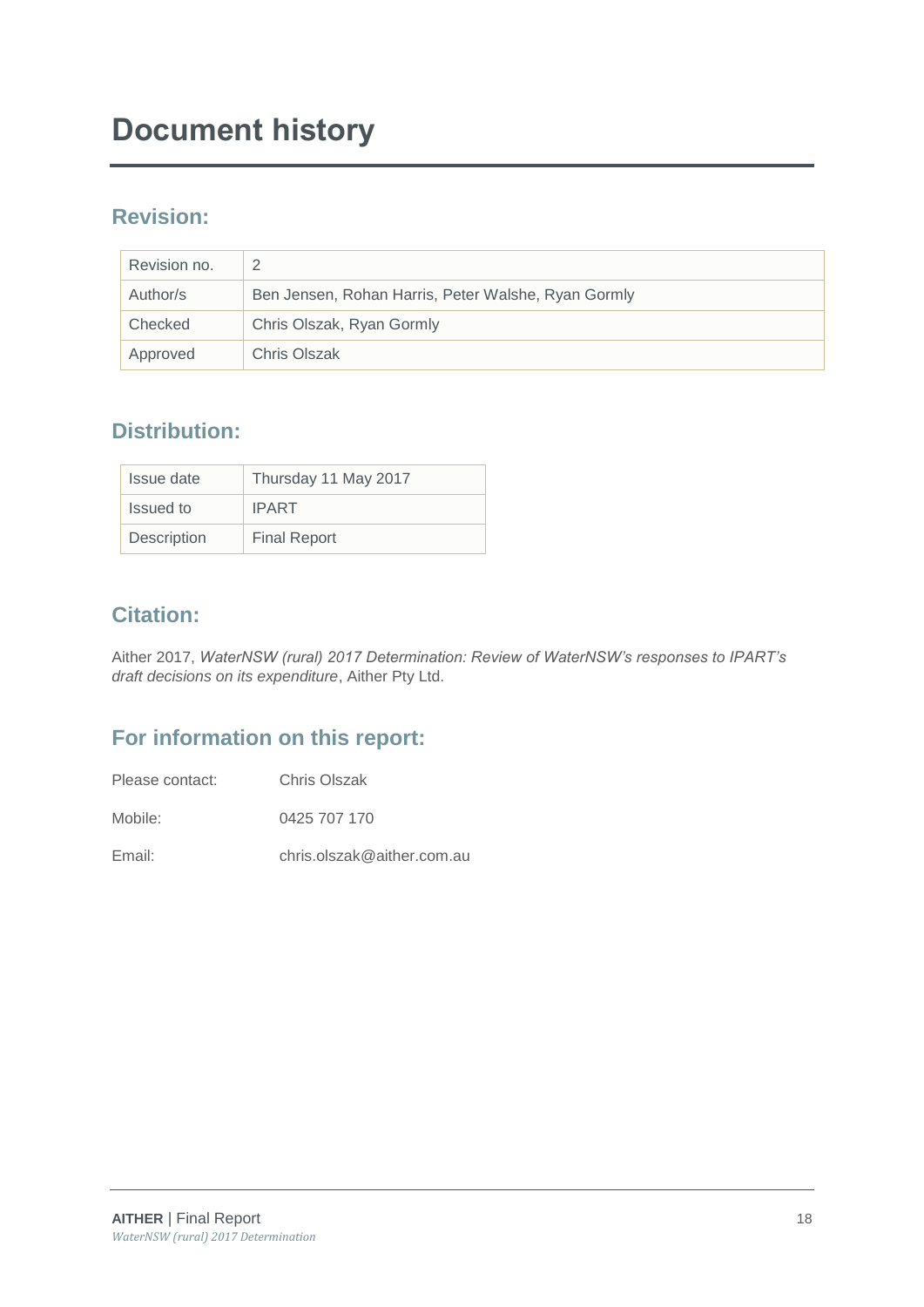# Document history

## Revision:

| Revision no. | 2 |
|---|---|
| Author/s | Ben Jensen, Rohan Harris, Peter Walshe, Ryan Gormly |
| Checked | Chris Olszak, Ryan Gormly |
| Approved | Chris Olszak |

## Distribution:

| Issue date | Thursday 11 May 2017 |
|---|---|
| Issued to | IPART |
| Description | Final Report |

## Citation:

Aither 2017, *WaterNSW (rural) 2017 Determination: Review of WaterNSW's responses to IPART's draft decisions on its expenditure*, Aither Pty Ltd.

## For information on this report:

Please contact: Chris Olszak

Mobile: 0425 707 170

Email: chris.olszak@aither.com.au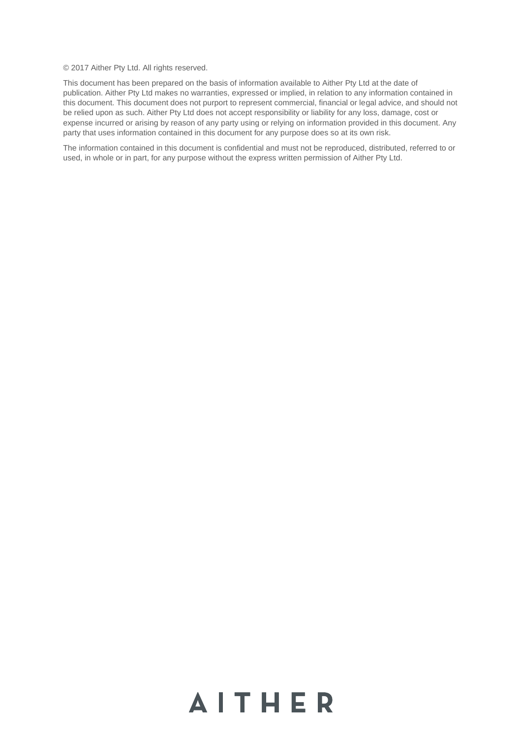© 2017 Aither Pty Ltd. All rights reserved.

This document has been prepared on the basis of information available to Aither Pty Ltd at the date of publication. Aither Pty Ltd makes no warranties, expressed or implied, in relation to any information contained in this document. This document does not purport to represent commercial, financial or legal advice, and should not be relied upon as such. Aither Pty Ltd does not accept responsibility or liability for any loss, damage, cost or expense incurred or arising by reason of any party using or relying on information provided in this document. Any party that uses information contained in this document for any purpose does so at its own risk.

The information contained in this document is confidential and must not be reproduced, distributed, referred to or used, in whole or in part, for any purpose without the express written permission of Aither Pty Ltd.

AITHER